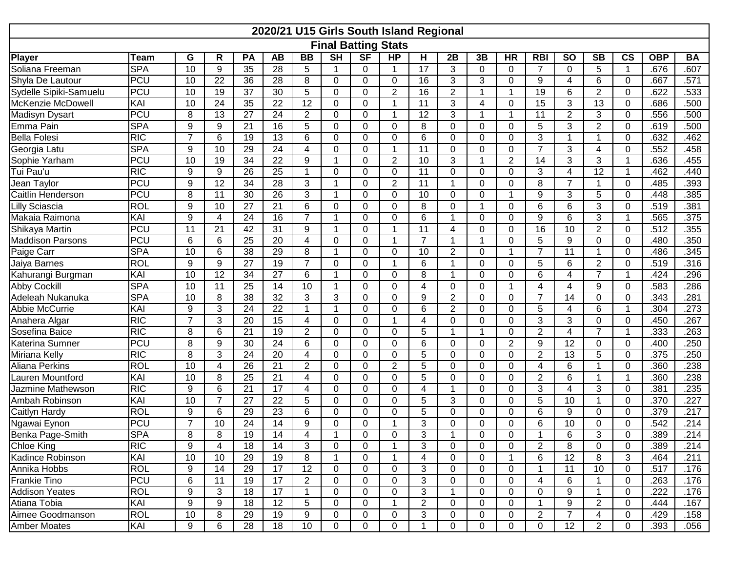# 2020/21 U15 Girls South Island Regional

## Final Batting Stats

| Player | Team | G | R | PA | AB | BB | SH | SF | HP | H | 2B | 3B | HR | RBI | SO | SB | CS | OBP | BA |
|---|---|---|---|---|---|---|---|---|---|---|---|---|---|---|---|---|---|---|---|
| Soliana Freeman | SPA | 10 | 9 | 35 | 28 | 5 | 1 | 0 | 1 | 17 | 3 | 0 | 0 | 7 | 0 | 5 | 1 | .676 | .607 |
| Shyla De Lautour | PCU | 10 | 22 | 36 | 28 | 8 | 0 | 0 | 0 | 16 | 3 | 3 | 0 | 9 | 4 | 6 | 0 | .667 | .571 |
| Sydelle Sipiki-Samuelu | PCU | 10 | 19 | 37 | 30 | 5 | 0 | 0 | 2 | 16 | 2 | 1 | 1 | 19 | 6 | 2 | 0 | .622 | .533 |
| McKenzie McDowell | KAI | 10 | 24 | 35 | 22 | 12 | 0 | 0 | 1 | 11 | 3 | 4 | 0 | 15 | 3 | 13 | 0 | .686 | .500 |
| Madisyn Dysart | PCU | 8 | 13 | 27 | 24 | 2 | 0 | 0 | 1 | 12 | 3 | 1 | 1 | 11 | 2 | 3 | 0 | .556 | .500 |
| Emma Pain | SPA | 9 | 9 | 21 | 16 | 5 | 0 | 0 | 0 | 8 | 0 | 0 | 0 | 5 | 3 | 2 | 0 | .619 | .500 |
| Bella Folesi | RIC | 7 | 6 | 19 | 13 | 6 | 0 | 0 | 0 | 6 | 0 | 0 | 0 | 3 | 1 | 1 | 0 | .632 | .462 |
| Georgia Latu | SPA | 9 | 10 | 29 | 24 | 4 | 0 | 0 | 1 | 11 | 0 | 0 | 0 | 7 | 3 | 4 | 0 | .552 | .458 |
| Sophie Yarham | PCU | 10 | 19 | 34 | 22 | 9 | 1 | 0 | 2 | 10 | 3 | 1 | 2 | 14 | 3 | 3 | 1 | .636 | .455 |
| Tui Pau'u | RIC | 9 | 9 | 26 | 25 | 1 | 0 | 0 | 0 | 11 | 0 | 0 | 0 | 3 | 4 | 12 | 1 | .462 | .440 |
| Jean Taylor | PCU | 9 | 12 | 34 | 28 | 3 | 1 | 0 | 2 | 11 | 1 | 0 | 0 | 8 | 7 | 1 | 0 | .485 | .393 |
| Caitlin Henderson | PCU | 8 | 11 | 30 | 26 | 3 | 1 | 0 | 0 | 10 | 0 | 0 | 1 | 9 | 3 | 5 | 0 | .448 | .385 |
| Lilly Sciascia | ROL | 9 | 10 | 27 | 21 | 6 | 0 | 0 | 0 | 8 | 0 | 1 | 0 | 6 | 6 | 3 | 0 | .519 | .381 |
| Makaia Raimona | KAI | 9 | 4 | 24 | 16 | 7 | 1 | 0 | 0 | 6 | 1 | 0 | 0 | 9 | 6 | 3 | 1 | .565 | .375 |
| Shikaya Martin | PCU | 11 | 21 | 42 | 31 | 9 | 1 | 0 | 1 | 11 | 4 | 0 | 0 | 16 | 10 | 2 | 0 | .512 | .355 |
| Maddison Parsons | PCU | 6 | 6 | 25 | 20 | 4 | 0 | 0 | 1 | 7 | 1 | 1 | 0 | 5 | 9 | 0 | 0 | .480 | .350 |
| Paige Carr | SPA | 10 | 6 | 38 | 29 | 8 | 1 | 0 | 0 | 10 | 2 | 0 | 1 | 7 | 11 | 1 | 0 | .486 | .345 |
| Jaiya Barnes | ROL | 9 | 9 | 27 | 19 | 7 | 0 | 0 | 1 | 6 | 1 | 0 | 0 | 5 | 6 | 2 | 0 | .519 | .316 |
| Kahurangi Burgman | KAI | 10 | 12 | 34 | 27 | 6 | 1 | 0 | 0 | 8 | 1 | 0 | 0 | 6 | 4 | 7 | 1 | .424 | .296 |
| Abby Cockill | SPA | 10 | 11 | 25 | 14 | 10 | 1 | 0 | 0 | 4 | 0 | 0 | 1 | 4 | 4 | 9 | 0 | .583 | .286 |
| Adeleah Nukanuka | SPA | 10 | 8 | 38 | 32 | 3 | 3 | 0 | 0 | 9 | 2 | 0 | 0 | 7 | 14 | 0 | 0 | .343 | .281 |
| Abbie McCurrie | KAI | 9 | 3 | 24 | 22 | 1 | 1 | 0 | 0 | 6 | 2 | 0 | 0 | 5 | 4 | 6 | 1 | .304 | .273 |
| Anahera Algar | RIC | 7 | 3 | 20 | 15 | 4 | 0 | 0 | 1 | 4 | 0 | 0 | 0 | 3 | 3 | 0 | 0 | .450 | .267 |
| Sosefina Baice | RIC | 8 | 6 | 21 | 19 | 2 | 0 | 0 | 0 | 5 | 1 | 1 | 0 | 2 | 4 | 7 | 1 | .333 | .263 |
| Katerina Sumner | PCU | 8 | 9 | 30 | 24 | 6 | 0 | 0 | 0 | 6 | 0 | 0 | 2 | 9 | 12 | 0 | 0 | .400 | .250 |
| Miriana Kelly | RIC | 8 | 3 | 24 | 20 | 4 | 0 | 0 | 0 | 5 | 0 | 0 | 0 | 2 | 13 | 5 | 0 | .375 | .250 |
| Aliana Perkins | ROL | 10 | 4 | 26 | 21 | 2 | 0 | 0 | 2 | 5 | 0 | 0 | 0 | 4 | 6 | 1 | 0 | .360 | .238 |
| Lauren Mountford | KAI | 10 | 8 | 25 | 21 | 4 | 0 | 0 | 0 | 5 | 0 | 0 | 0 | 2 | 6 | 1 | 1 | .360 | .238 |
| Jazmine Mathewson | RIC | 9 | 6 | 21 | 17 | 4 | 0 | 0 | 0 | 4 | 1 | 0 | 0 | 3 | 4 | 3 | 0 | .381 | .235 |
| Ambah Robinson | KAI | 10 | 7 | 27 | 22 | 5 | 0 | 0 | 0 | 5 | 3 | 0 | 0 | 5 | 10 | 1 | 0 | .370 | .227 |
| Caitlyn Hardy | ROL | 9 | 6 | 29 | 23 | 6 | 0 | 0 | 0 | 5 | 0 | 0 | 0 | 6 | 9 | 0 | 0 | .379 | .217 |
| Ngawai Eynon | PCU | 7 | 10 | 24 | 14 | 9 | 0 | 0 | 1 | 3 | 0 | 0 | 0 | 6 | 10 | 0 | 0 | .542 | .214 |
| Benka Page-Smith | SPA | 8 | 8 | 19 | 14 | 4 | 1 | 0 | 0 | 3 | 1 | 0 | 0 | 1 | 6 | 3 | 0 | .389 | .214 |
| Chloe King | RIC | 9 | 4 | 18 | 14 | 3 | 0 | 0 | 1 | 3 | 0 | 0 | 0 | 2 | 8 | 0 | 0 | .389 | .214 |
| Kadince Robinson | KAI | 10 | 10 | 29 | 19 | 8 | 1 | 0 | 1 | 4 | 0 | 0 | 1 | 6 | 12 | 8 | 3 | .464 | .211 |
| Annika Hobbs | ROL | 9 | 14 | 29 | 17 | 12 | 0 | 0 | 0 | 3 | 0 | 0 | 0 | 1 | 11 | 10 | 0 | .517 | .176 |
| Frankie Tino | PCU | 6 | 11 | 19 | 17 | 2 | 0 | 0 | 0 | 3 | 0 | 0 | 0 | 4 | 6 | 1 | 0 | .263 | .176 |
| Addison Yeates | ROL | 9 | 3 | 18 | 17 | 1 | 0 | 0 | 0 | 3 | 1 | 0 | 0 | 0 | 9 | 1 | 0 | .222 | .176 |
| Atiana Tobia | KAI | 9 | 9 | 18 | 12 | 5 | 0 | 0 | 1 | 2 | 0 | 0 | 0 | 1 | 9 | 2 | 0 | .444 | .167 |
| Aimee Goodmanson | ROL | 10 | 8 | 29 | 19 | 9 | 0 | 0 | 0 | 3 | 0 | 0 | 0 | 2 | 7 | 4 | 0 | .429 | .158 |
| Amber Moates | KAI | 9 | 6 | 28 | 18 | 10 | 0 | 0 | 0 | 1 | 0 | 0 | 0 | 0 | 12 | 2 | 0 | .393 | .056 |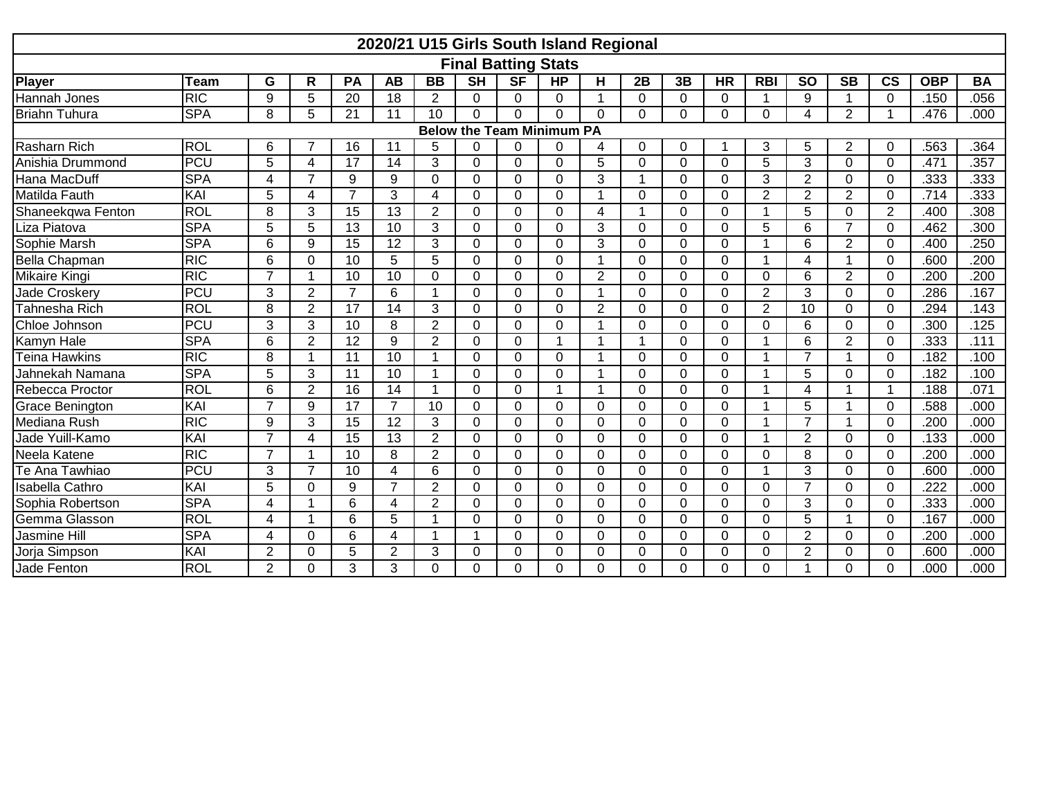| 2020/21 U15 Girls South Island Regional | | | | | | | | | | | | | | | | | | |
|---|---|---|---|---|---|---|---|---|---|---|---|---|---|---|---|---|---|---|
| **Final Batting Stats** | | | | | | | | | | | | | | | | | | |
| **Player** | **Team** | **G** | **R** | **PA** | **AB** | **BB** | **SH** | **SF** | **HP** | **H** | **2B** | **3B** | **HR** | **RBI** | **SO** | **SB** | **CS** | **OBP** | **BA** |
| Hannah Jones | RIC | 9 | 5 | 20 | 18 | 2 | 0 | 0 | 0 | 1 | 0 | 0 | 0 | 1 | 9 | 1 | 0 | .150 | .056 |
| Briahn Tuhura | SPA | 8 | 5 | 21 | 11 | 10 | 0 | 0 | 0 | 0 | 0 | 0 | 0 | 0 | 4 | 2 | 1 | .476 | .000 |
| **Below the Team Minimum PA** | | | | | | | | | | | | | | | | | | | |
| Rasharn Rich | ROL | 6 | 7 | 16 | 11 | 5 | 0 | 0 | 0 | 4 | 0 | 0 | 1 | 3 | 5 | 2 | 0 | .563 | .364 |
| Anishia Drummond | PCU | 5 | 4 | 17 | 14 | 3 | 0 | 0 | 0 | 5 | 0 | 0 | 0 | 5 | 3 | 0 | 0 | .471 | .357 |
| Hana MacDuff | SPA | 4 | 7 | 9 | 9 | 0 | 0 | 0 | 0 | 3 | 1 | 0 | 0 | 3 | 2 | 0 | 0 | .333 | .333 |
| Matilda Fauth | KAI | 5 | 4 | 7 | 3 | 4 | 0 | 0 | 0 | 1 | 0 | 0 | 0 | 2 | 2 | 2 | 0 | .714 | .333 |
| Shaneekqwa Fenton | ROL | 8 | 3 | 15 | 13 | 2 | 0 | 0 | 0 | 4 | 1 | 0 | 0 | 1 | 5 | 0 | 2 | .400 | .308 |
| Liza Piatova | SPA | 5 | 5 | 13 | 10 | 3 | 0 | 0 | 0 | 3 | 0 | 0 | 0 | 5 | 6 | 7 | 0 | .462 | .300 |
| Sophie Marsh | SPA | 6 | 9 | 15 | 12 | 3 | 0 | 0 | 0 | 3 | 0 | 0 | 0 | 1 | 6 | 2 | 0 | .400 | .250 |
| Bella Chapman | RIC | 6 | 0 | 10 | 5 | 5 | 0 | 0 | 0 | 1 | 0 | 0 | 0 | 1 | 4 | 1 | 0 | .600 | .200 |
| Mikaire Kingi | RIC | 7 | 1 | 10 | 10 | 0 | 0 | 0 | 0 | 2 | 0 | 0 | 0 | 0 | 6 | 2 | 0 | .200 | .200 |
| Jade Croskery | PCU | 3 | 2 | 7 | 6 | 1 | 0 | 0 | 0 | 1 | 0 | 0 | 0 | 2 | 3 | 0 | 0 | .286 | .167 |
| Tahnesha Rich | ROL | 8 | 2 | 17 | 14 | 3 | 0 | 0 | 0 | 2 | 0 | 0 | 0 | 2 | 10 | 0 | 0 | .294 | .143 |
| Chloe Johnson | PCU | 3 | 3 | 10 | 8 | 2 | 0 | 0 | 0 | 1 | 0 | 0 | 0 | 0 | 6 | 0 | 0 | .300 | .125 |
| Kamyn Hale | SPA | 6 | 2 | 12 | 9 | 2 | 0 | 0 | 1 | 1 | 1 | 0 | 0 | 1 | 6 | 2 | 0 | .333 | .111 |
| Teina Hawkins | RIC | 8 | 1 | 11 | 10 | 1 | 0 | 0 | 0 | 1 | 0 | 0 | 0 | 1 | 7 | 1 | 0 | .182 | .100 |
| Jahnekah Namana | SPA | 5 | 3 | 11 | 10 | 1 | 0 | 0 | 0 | 1 | 0 | 0 | 0 | 1 | 5 | 0 | 0 | .182 | .100 |
| Rebecca Proctor | ROL | 6 | 2 | 16 | 14 | 1 | 0 | 0 | 1 | 1 | 0 | 0 | 0 | 1 | 4 | 1 | 1 | .188 | .071 |
| Grace Benington | KAI | 7 | 9 | 17 | 7 | 10 | 0 | 0 | 0 | 0 | 0 | 0 | 0 | 1 | 5 | 1 | 0 | .588 | .000 |
| Mediana Rush | RIC | 9 | 3 | 15 | 12 | 3 | 0 | 0 | 0 | 0 | 0 | 0 | 0 | 1 | 7 | 1 | 0 | .200 | .000 |
| Jade Yuill-Kamo | KAI | 7 | 4 | 15 | 13 | 2 | 0 | 0 | 0 | 0 | 0 | 0 | 0 | 1 | 2 | 0 | 0 | .133 | .000 |
| Neela Katene | RIC | 7 | 1 | 10 | 8 | 2 | 0 | 0 | 0 | 0 | 0 | 0 | 0 | 0 | 8 | 0 | 0 | .200 | .000 |
| Te Ana Tawhiao | PCU | 3 | 7 | 10 | 4 | 6 | 0 | 0 | 0 | 0 | 0 | 0 | 0 | 1 | 3 | 0 | 0 | .600 | .000 |
| Isabella Cathro | KAI | 5 | 0 | 9 | 7 | 2 | 0 | 0 | 0 | 0 | 0 | 0 | 0 | 0 | 7 | 0 | 0 | .222 | .000 |
| Sophia Robertson | SPA | 4 | 1 | 6 | 4 | 2 | 0 | 0 | 0 | 0 | 0 | 0 | 0 | 0 | 3 | 0 | 0 | .333 | .000 |
| Gemma Glasson | ROL | 4 | 1 | 6 | 5 | 1 | 0 | 0 | 0 | 0 | 0 | 0 | 0 | 0 | 5 | 1 | 0 | .167 | .000 |
| Jasmine Hill | SPA | 4 | 0 | 6 | 4 | 1 | 1 | 0 | 0 | 0 | 0 | 0 | 0 | 0 | 2 | 0 | 0 | .200 | .000 |
| Jorja Simpson | KAI | 2 | 0 | 5 | 2 | 3 | 0 | 0 | 0 | 0 | 0 | 0 | 0 | 0 | 2 | 0 | 0 | .600 | .000 |
| Jade Fenton | ROL | 2 | 0 | 3 | 3 | 0 | 0 | 0 | 0 | 0 | 0 | 0 | 0 | 0 | 1 | 0 | 0 | .000 | .000 |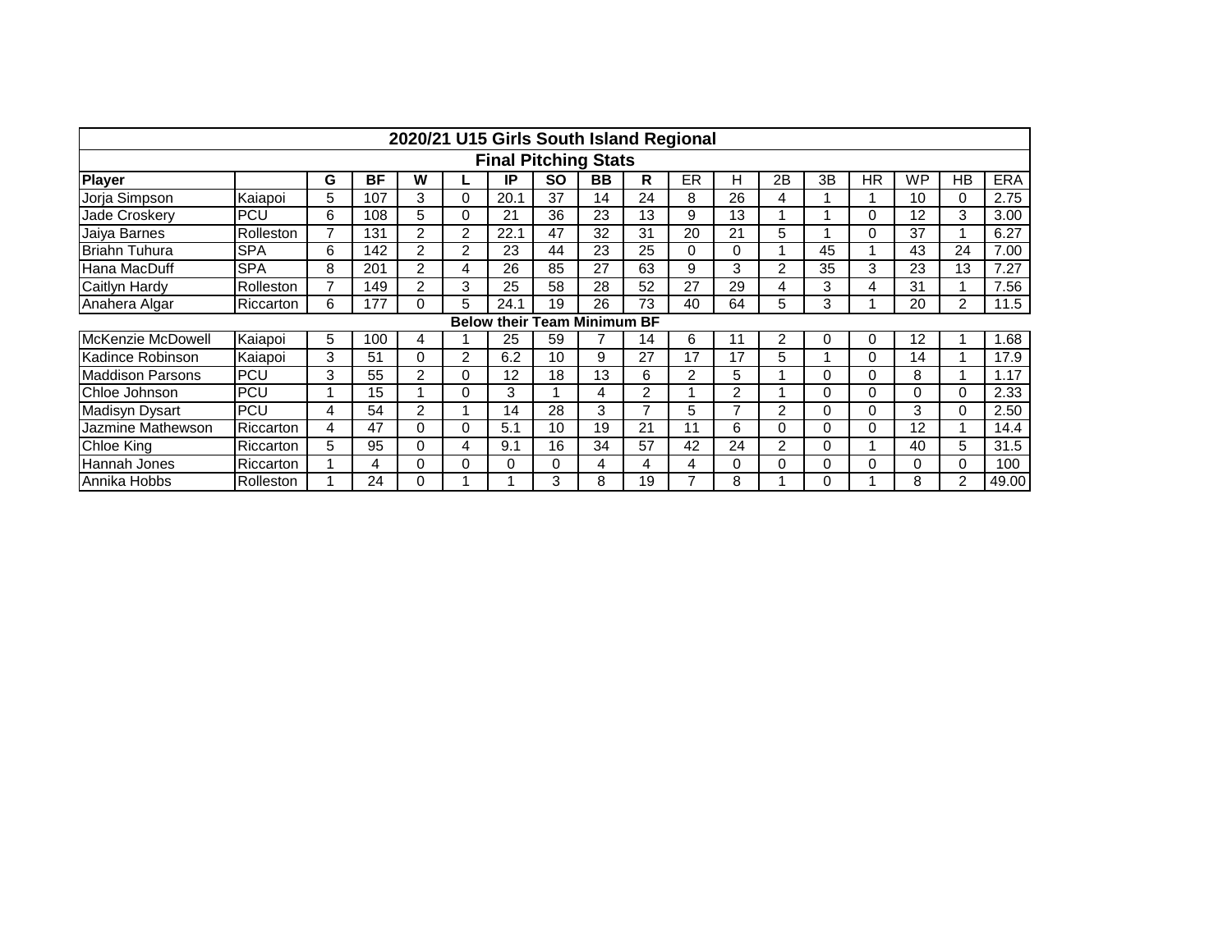## 2020/21 U15 Girls South Island Regional

### Final Pitching Stats

| Player | | G | BF | W | L | IP | SO | BB | R | ER | H | 2B | 3B | HR | WP | HB | ERA |
|---|---|---|---|---|---|---|---|---|---|---|---|---|---|---|---|---|---|
| Jorja Simpson | Kaiapoi | 5 | 107 | 3 | 0 | 20.1 | 37 | 14 | 24 | 8 | 26 | 4 | 1 | 1 | 10 | 0 | 2.75 |
| Jade Croskery | PCU | 6 | 108 | 5 | 0 | 21 | 36 | 23 | 13 | 9 | 13 | 1 | 1 | 0 | 12 | 3 | 3.00 |
| Jaiya Barnes | Rolleston | 7 | 131 | 2 | 2 | 22.1 | 47 | 32 | 31 | 20 | 21 | 5 | 1 | 0 | 37 | 1 | 6.27 |
| Briahn Tuhura | SPA | 6 | 142 | 2 | 2 | 23 | 44 | 23 | 25 | 0 | 0 | 1 | 45 | 1 | 43 | 24 | 7.00 |
| Hana MacDuff | SPA | 8 | 201 | 2 | 4 | 26 | 85 | 27 | 63 | 9 | 3 | 2 | 35 | 3 | 23 | 13 | 7.27 |
| Caitlyn Hardy | Rolleston | 7 | 149 | 2 | 3 | 25 | 58 | 28 | 52 | 27 | 29 | 4 | 3 | 4 | 31 | 1 | 7.56 |
| Anahera Algar | Riccarton | 6 | 177 | 0 | 5 | 24.1 | 19 | 26 | 73 | 40 | 64 | 5 | 3 | 1 | 20 | 2 | 11.5 |
| **Below their Team Minimum BF** | | | | | | | | | | | | | | | | | |
| McKenzie McDowell | Kaiapoi | 5 | 100 | 4 | 1 | 25 | 59 | 7 | 14 | 6 | 11 | 2 | 0 | 0 | 12 | 1 | 1.68 |
| Kadince Robinson | Kaiapoi | 3 | 51 | 0 | 2 | 6.2 | 10 | 9 | 27 | 17 | 17 | 5 | 1 | 0 | 14 | 1 | 17.9 |
| Maddison Parsons | PCU | 3 | 55 | 2 | 0 | 12 | 18 | 13 | 6 | 2 | 5 | 1 | 0 | 0 | 8 | 1 | 1.17 |
| Chloe Johnson | PCU | 1 | 15 | 1 | 0 | 3 | 1 | 4 | 2 | 1 | 2 | 1 | 0 | 0 | 0 | 0 | 2.33 |
| Madisyn Dysart | PCU | 4 | 54 | 2 | 1 | 14 | 28 | 3 | 7 | 5 | 7 | 2 | 0 | 0 | 3 | 0 | 2.50 |
| Jazmine Mathewson | Riccarton | 4 | 47 | 0 | 0 | 5.1 | 10 | 19 | 21 | 11 | 6 | 0 | 0 | 0 | 12 | 1 | 14.4 |
| Chloe King | Riccarton | 5 | 95 | 0 | 4 | 9.1 | 16 | 34 | 57 | 42 | 24 | 2 | 0 | 1 | 40 | 5 | 31.5 |
| Hannah Jones | Riccarton | 1 | 4 | 0 | 0 | 0 | 0 | 4 | 4 | 4 | 0 | 0 | 0 | 0 | 0 | 0 | 100 |
| Annika Hobbs | Rolleston | 1 | 24 | 0 | 1 | 1 | 3 | 8 | 19 | 7 | 8 | 1 | 0 | 1 | 8 | 2 | 49.00 |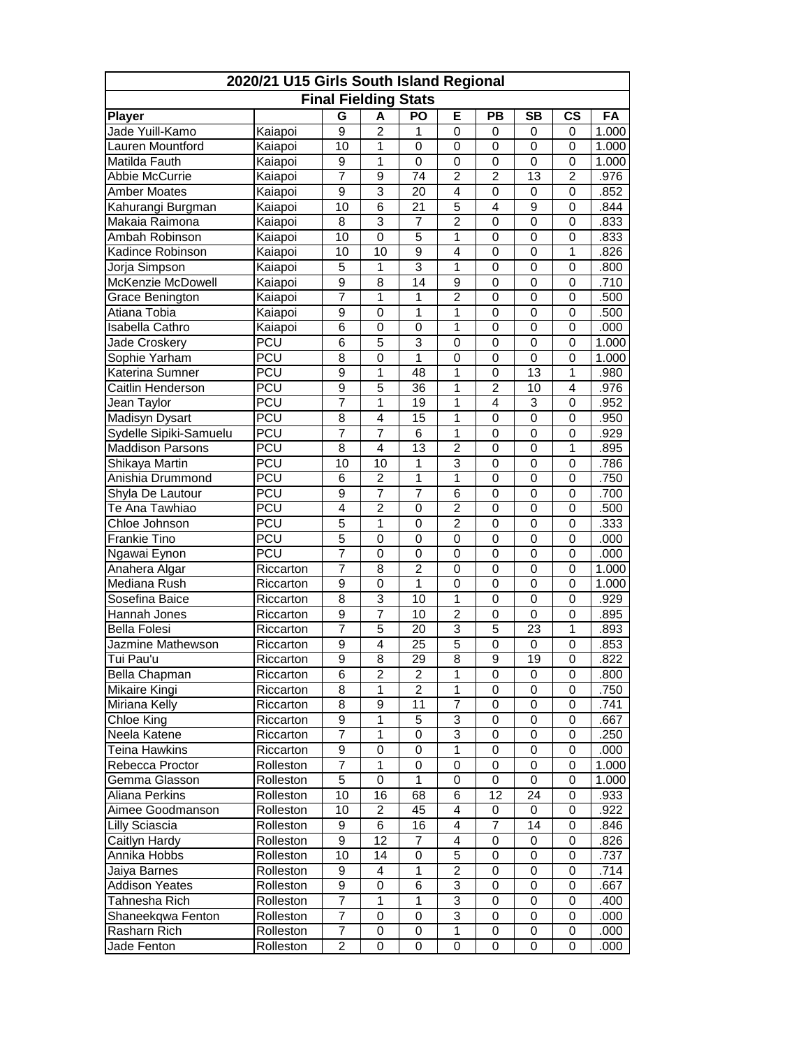## 2020/21 U15 Girls South Island Regional

### Final Fielding Stats

| Player | | G | A | PO | E | PB | SB | CS | FA |
|---|---|---|---|---|---|---|---|---|---|
| Jade Yuill-Kamo | Kaiapoi | 9 | 2 | 1 | 0 | 0 | 0 | 0 | 1.000 |
| Lauren Mountford | Kaiapoi | 10 | 1 | 0 | 0 | 0 | 0 | 0 | 1.000 |
| Matilda Fauth | Kaiapoi | 9 | 1 | 0 | 0 | 0 | 0 | 0 | 1.000 |
| Abbie McCurrie | Kaiapoi | 7 | 9 | 74 | 2 | 2 | 13 | 2 | .976 |
| Amber Moates | Kaiapoi | 9 | 3 | 20 | 4 | 0 | 0 | 0 | .852 |
| Kahurangi Burgman | Kaiapoi | 10 | 6 | 21 | 5 | 4 | 9 | 0 | .844 |
| Makaia Raimona | Kaiapoi | 8 | 3 | 7 | 2 | 0 | 0 | 0 | .833 |
| Ambah Robinson | Kaiapoi | 10 | 0 | 5 | 1 | 0 | 0 | 0 | .833 |
| Kadince Robinson | Kaiapoi | 10 | 10 | 9 | 4 | 0 | 0 | 1 | .826 |
| Jorja Simpson | Kaiapoi | 5 | 1 | 3 | 1 | 0 | 0 | 0 | .800 |
| McKenzie McDowell | Kaiapoi | 9 | 8 | 14 | 9 | 0 | 0 | 0 | .710 |
| Grace Benington | Kaiapoi | 7 | 1 | 1 | 2 | 0 | 0 | 0 | .500 |
| Atiana Tobia | Kaiapoi | 9 | 0 | 1 | 1 | 0 | 0 | 0 | .500 |
| Isabella Cathro | Kaiapoi | 6 | 0 | 0 | 1 | 0 | 0 | 0 | .000 |
| Jade Croskery | PCU | 6 | 5 | 3 | 0 | 0 | 0 | 0 | 1.000 |
| Sophie Yarham | PCU | 8 | 0 | 1 | 0 | 0 | 0 | 0 | 1.000 |
| Katerina Sumner | PCU | 9 | 1 | 48 | 1 | 0 | 13 | 1 | .980 |
| Caitlin Henderson | PCU | 9 | 5 | 36 | 1 | 2 | 10 | 4 | .976 |
| Jean Taylor | PCU | 7 | 1 | 19 | 1 | 4 | 3 | 0 | .952 |
| Madisyn Dysart | PCU | 8 | 4 | 15 | 1 | 0 | 0 | 0 | .950 |
| Sydelle Sipiki-Samuelu | PCU | 7 | 7 | 6 | 1 | 0 | 0 | 0 | .929 |
| Maddison Parsons | PCU | 8 | 4 | 13 | 2 | 0 | 0 | 1 | .895 |
| Shikaya Martin | PCU | 10 | 10 | 1 | 3 | 0 | 0 | 0 | .786 |
| Anishia Drummond | PCU | 6 | 2 | 1 | 1 | 0 | 0 | 0 | .750 |
| Shyla De Lautour | PCU | 9 | 7 | 7 | 6 | 0 | 0 | 0 | .700 |
| Te Ana Tawhiao | PCU | 4 | 2 | 0 | 2 | 0 | 0 | 0 | .500 |
| Chloe Johnson | PCU | 5 | 1 | 0 | 2 | 0 | 0 | 0 | .333 |
| Frankie Tino | PCU | 5 | 0 | 0 | 0 | 0 | 0 | 0 | .000 |
| Ngawai Eynon | PCU | 7 | 0 | 0 | 0 | 0 | 0 | 0 | .000 |
| Anahera Algar | Riccarton | 7 | 8 | 2 | 0 | 0 | 0 | 0 | 1.000 |
| Mediana Rush | Riccarton | 9 | 0 | 1 | 0 | 0 | 0 | 0 | 1.000 |
| Sosefina Baice | Riccarton | 8 | 3 | 10 | 1 | 0 | 0 | 0 | .929 |
| Hannah Jones | Riccarton | 9 | 7 | 10 | 2 | 0 | 0 | 0 | .895 |
| Bella Folesi | Riccarton | 7 | 5 | 20 | 3 | 5 | 23 | 1 | .893 |
| Jazmine Mathewson | Riccarton | 9 | 4 | 25 | 5 | 0 | 0 | 0 | .853 |
| Tui Pau'u | Riccarton | 9 | 8 | 29 | 8 | 9 | 19 | 0 | .822 |
| Bella Chapman | Riccarton | 6 | 2 | 2 | 1 | 0 | 0 | 0 | .800 |
| Mikaire Kingi | Riccarton | 8 | 1 | 2 | 1 | 0 | 0 | 0 | .750 |
| Miriana Kelly | Riccarton | 8 | 9 | 11 | 7 | 0 | 0 | 0 | .741 |
| Chloe King | Riccarton | 9 | 1 | 5 | 3 | 0 | 0 | 0 | .667 |
| Neela Katene | Riccarton | 7 | 1 | 0 | 3 | 0 | 0 | 0 | .250 |
| Teina Hawkins | Riccarton | 9 | 0 | 0 | 1 | 0 | 0 | 0 | .000 |
| Rebecca Proctor | Rolleston | 7 | 1 | 0 | 0 | 0 | 0 | 0 | 1.000 |
| Gemma Glasson | Rolleston | 5 | 0 | 1 | 0 | 0 | 0 | 0 | 1.000 |
| Aliana Perkins | Rolleston | 10 | 16 | 68 | 6 | 12 | 24 | 0 | .933 |
| Aimee Goodmanson | Rolleston | 10 | 2 | 45 | 4 | 0 | 0 | 0 | .922 |
| Lilly Sciascia | Rolleston | 9 | 6 | 16 | 4 | 7 | 14 | 0 | .846 |
| Caitlyn Hardy | Rolleston | 9 | 12 | 7 | 4 | 0 | 0 | 0 | .826 |
| Annika Hobbs | Rolleston | 10 | 14 | 0 | 5 | 0 | 0 | 0 | .737 |
| Jaiya Barnes | Rolleston | 9 | 4 | 1 | 2 | 0 | 0 | 0 | .714 |
| Addison Yeates | Rolleston | 9 | 0 | 6 | 3 | 0 | 0 | 0 | .667 |
| Tahnesha Rich | Rolleston | 7 | 1 | 1 | 3 | 0 | 0 | 0 | .400 |
| Shaneekqwa Fenton | Rolleston | 7 | 0 | 0 | 3 | 0 | 0 | 0 | .000 |
| Rasharn Rich | Rolleston | 7 | 0 | 0 | 1 | 0 | 0 | 0 | .000 |
| Jade Fenton | Rolleston | 2 | 0 | 0 | 0 | 0 | 0 | 0 | .000 |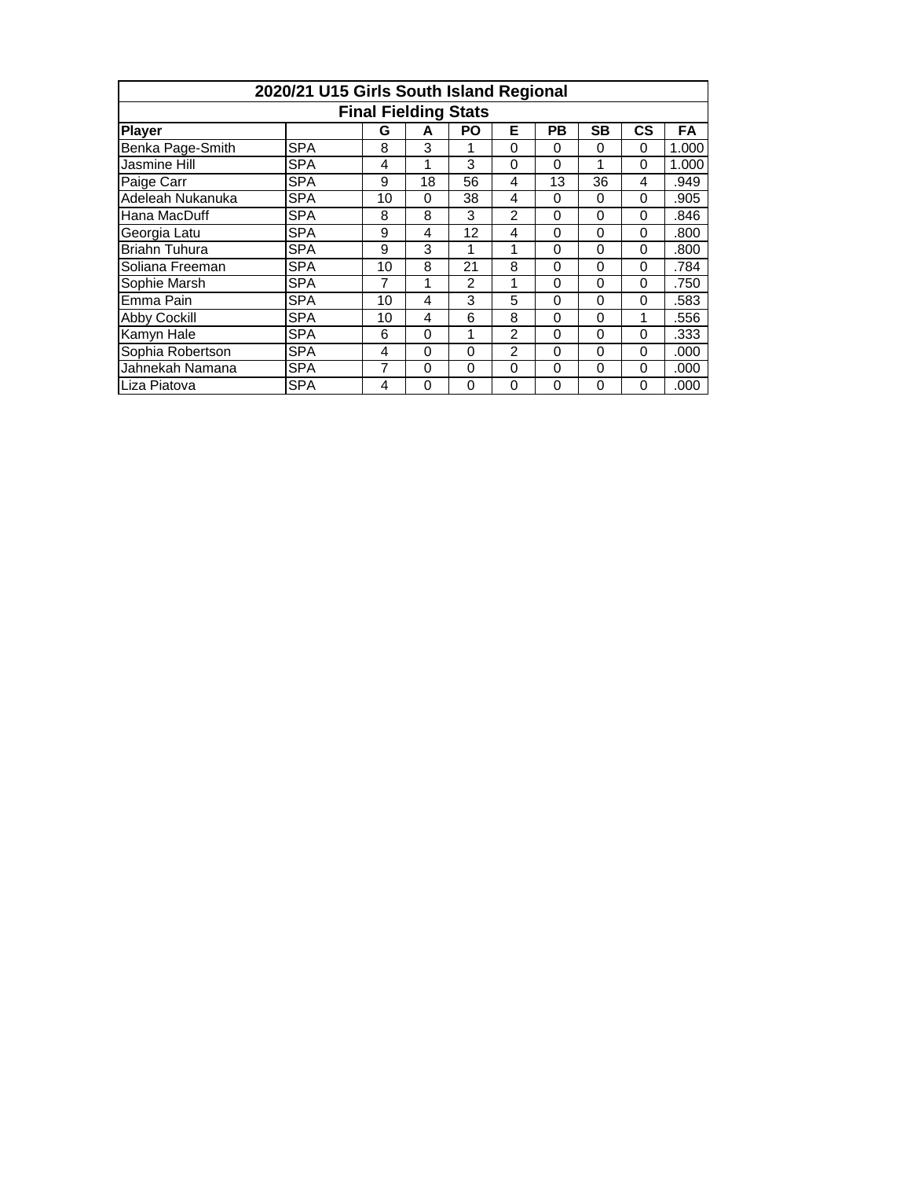| 2020/21 U15 Girls South Island Regional | | | | | | | | | |
|---|---|---|---|---|---|---|---|---|---|
| **Final Fielding Stats** | | | | | | | | | |
| **Player** | | **G** | **A** | **PO** | **E** | **PB** | **SB** | **CS** | **FA** |
| Benka Page-Smith | SPA | 8 | 3 | 1 | 0 | 0 | 0 | 0 | 1.000 |
| Jasmine Hill | SPA | 4 | 1 | 3 | 0 | 0 | 1 | 0 | 1.000 |
| Paige Carr | SPA | 9 | 18 | 56 | 4 | 13 | 36 | 4 | .949 |
| Adeleah Nukanuka | SPA | 10 | 0 | 38 | 4 | 0 | 0 | 0 | .905 |
| Hana MacDuff | SPA | 8 | 8 | 3 | 2 | 0 | 0 | 0 | .846 |
| Georgia Latu | SPA | 9 | 4 | 12 | 4 | 0 | 0 | 0 | .800 |
| Briahn Tuhura | SPA | 9 | 3 | 1 | 1 | 0 | 0 | 0 | .800 |
| Soliana Freeman | SPA | 10 | 8 | 21 | 8 | 0 | 0 | 0 | .784 |
| Sophie Marsh | SPA | 7 | 1 | 2 | 1 | 0 | 0 | 0 | .750 |
| Emma Pain | SPA | 10 | 4 | 3 | 5 | 0 | 0 | 0 | .583 |
| Abby Cockill | SPA | 10 | 4 | 6 | 8 | 0 | 0 | 1 | .556 |
| Kamyn Hale | SPA | 6 | 0 | 1 | 2 | 0 | 0 | 0 | .333 |
| Sophia Robertson | SPA | 4 | 0 | 0 | 2 | 0 | 0 | 0 | .000 |
| Jahnekah Namana | SPA | 7 | 0 | 0 | 0 | 0 | 0 | 0 | .000 |
| Liza Piatova | SPA | 4 | 0 | 0 | 0 | 0 | 0 | 0 | .000 |